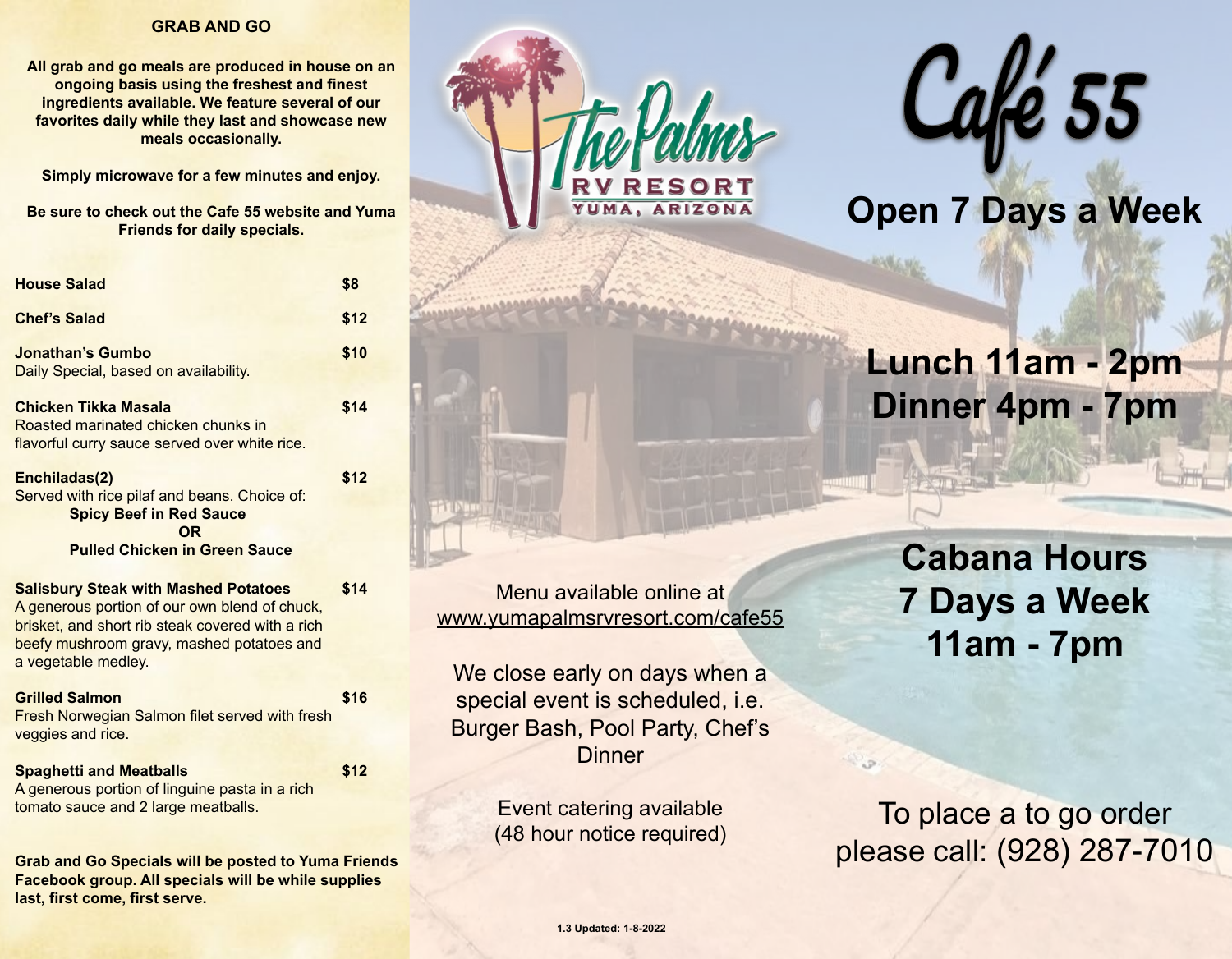## GRAB AND GO

**All grab and go meals are produced in house on an ongoing basis using the freshest and finest ingredients available. We feature several of our favorites daily while they last and showcase new meals occasionally.**

**Simply microwave for a few minutes and enjoy.**

**Be sure to check out the Cafe 55 website and Yuma Friends for daily specials.**

**House Salad** **$8**

**Chef's Salad** **$12**

**Jonathan's Gumbo** **$10**
Daily Special, based on availability.

**Chicken Tikka Masala** **$14**
Roasted marinated chicken chunks in flavorful curry sauce served over white rice.

**Enchiladas(2)** **$12**
Served with rice pilaf and beans. Choice of:
**Spicy Beef in Red Sauce**
**OR**
**Pulled Chicken in Green Sauce**

**Salisbury Steak with Mashed Potatoes** **$14**
A generous portion of our own blend of chuck, brisket, and short rib steak covered with a rich beefy mushroom gravy, mashed potatoes and a vegetable medley.

**Grilled Salmon** **$16**
Fresh Norwegian Salmon filet served with fresh veggies and rice.

**Spaghetti and Meatballs** **$12**
A generous portion of linguine pasta in a rich tomato sauce and 2 large meatballs.

**Grab and Go Specials will be posted to Yuma Friends Facebook group. All specials will be while supplies last, first come, first serve.**

The Palms RV RESORT YUMA, ARIZONA

Menu available online at www.yumapalmsrvresort.com/cafe55

We close early on days when a special event is scheduled, i.e. Burger Bash, Pool Party, Chef's Dinner

Event catering available (48 hour notice required)

**1.3 Updated: 1-8-2022**

# Café 55

## Open 7 Days a Week

## Lunch 11am - 2pm
## Dinner 4pm - 7pm

## Cabana Hours
## 7 Days a Week
## 11am - 7pm

To place a to go order please call: (928) 287-7010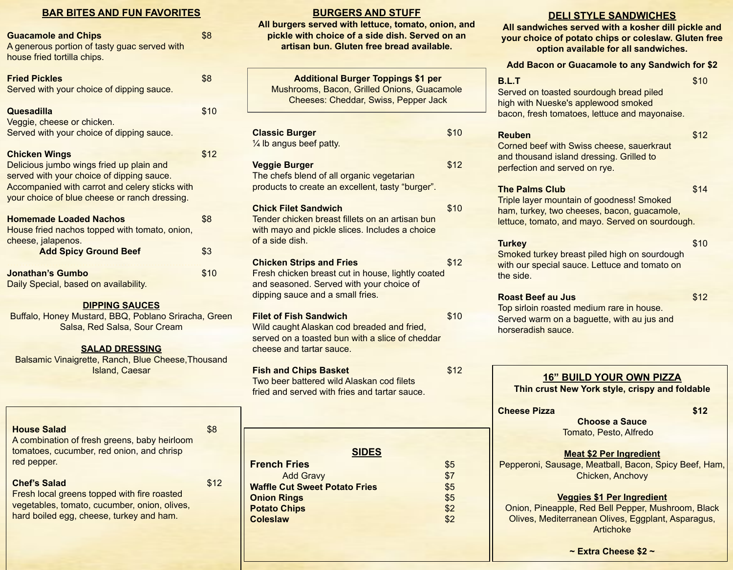## BAR BITES AND FUN FAVORITES

**Guacamole and Chips** $8
A generous portion of tasty guac served with house fried tortilla chips.

**Fried Pickles** $8
Served with your choice of dipping sauce.

**Quesadilla** $10
Veggie, cheese or chicken.
Served with your choice of dipping sauce.

**Chicken Wings** $12
Delicious jumbo wings fried up plain and served with your choice of dipping sauce. Accompanied with carrot and celery sticks with your choice of blue cheese or ranch dressing.

**Homemade Loaded Nachos** $8
House fried nachos topped with tomato, onion, cheese, jalapenos.
**Add Spicy Ground Beef** $3

**Jonathan's Gumbo** $10
Daily Special, based on availability.

### DIPPING SAUCES

Buffalo, Honey Mustard, BBQ, Poblano Sriracha, Green Salsa, Red Salsa, Sour Cream

### SALAD DRESSING

Balsamic Vinaigrette, Ranch, Blue Cheese,Thousand Island, Caesar

**House Salad** $8
A combination of fresh greens, baby heirloom tomatoes, cucumber, red onion, and chrisp red pepper.

**Chef's Salad** $12
Fresh local greens topped with fire roasted vegetables, tomato, cucumber, onion, olives, hard boiled egg, cheese, turkey and ham.

## BURGERS AND STUFF

**All burgers served with lettuce, tomato, onion, and pickle with choice of a side dish. Served on an artisan bun. Gluten free bread available.**

**Additional Burger Toppings $1 per**
Mushrooms, Bacon, Grilled Onions, Guacamole
Cheeses: Cheddar, Swiss, Pepper Jack

**Classic Burger** $10
¼ lb angus beef patty.

**Veggie Burger** $12
The chefs blend of all organic vegetarian products to create an excellent, tasty "burger".

**Chick Filet Sandwich** $10
Tender chicken breast fillets on an artisan bun with mayo and pickle slices. Includes a choice of a side dish.

**Chicken Strips and Fries** $12
Fresh chicken breast cut in house, lightly coated and seasoned. Served with your choice of dipping sauce and a small fries.

**Filet of Fish Sandwich** $10
Wild caught Alaskan cod breaded and fried, served on a toasted bun with a slice of cheddar cheese and tartar sauce.

**Fish and Chips Basket** $12
Two beer battered wild Alaskan cod filets fried and served with fries and tartar sauce.

### SIDES

| | |
|---|---|
| **French Fries** | $5 |
| Add Gravy | $7 |
| **Waffle Cut Sweet Potato Fries** | $5 |
| **Onion Rings** | $5 |
| **Potato Chips** | $2 |
| **Coleslaw** | $2 |

## DELI STYLE SANDWICHES

**All sandwiches served with a kosher dill pickle and your choice of potato chips or coleslaw. Gluten free option available for all sandwiches.**

**Add Bacon or Guacamole to any Sandwich for $2**

**B.L.T** $10
Served on toasted sourdough bread piled high with Nueske's applewood smoked bacon, fresh tomatoes, lettuce and mayonaise.

**Reuben** $12
Corned beef with Swiss cheese, sauerkraut and thousand island dressing. Grilled to perfection and served on rye.

**The Palms Club** $14
Triple layer mountain of goodness! Smoked ham, turkey, two cheeses, bacon, guacamole, lettuce, tomato, and mayo. Served on sourdough.

**Turkey** $10
Smoked turkey breast piled high on sourdough with our special sauce. Lettuce and tomato on the side.

**Roast Beef au Jus** $12
Top sirloin roasted medium rare in house. Served warm on a baguette, with au jus and horseradish sauce.

## 16" BUILD YOUR OWN PIZZA

**Thin crust New York style, crispy and foldable**

**Cheese Pizza** **$12**

**Choose a Sauce**
Tomato, Pesto, Alfredo

**Meat $2 Per Ingredient**
Pepperoni, Sausage, Meatball, Bacon, Spicy Beef, Ham, Chicken, Anchovy

**Veggies $1 Per Ingredient**
Onion, Pineapple, Red Bell Pepper, Mushroom, Black Olives, Mediterranean Olives, Eggplant, Asparagus, Artichoke

**~ Extra Cheese $2 ~**